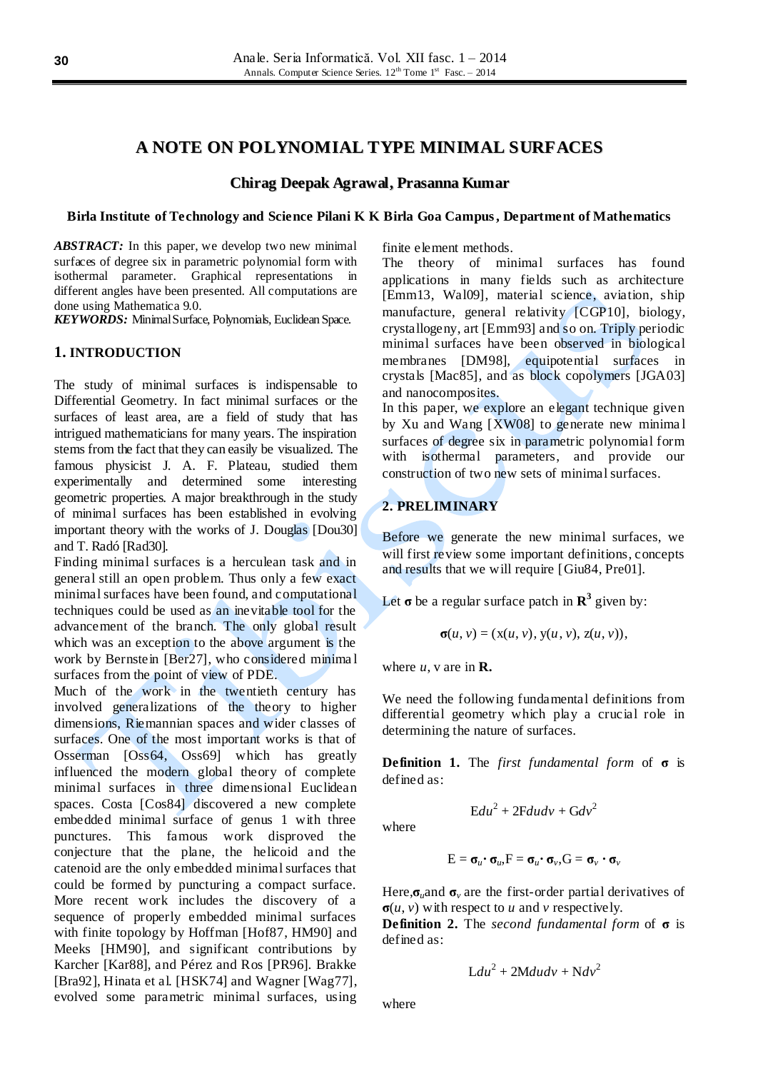# A NOTE ON POLYNOMIAL TYPE MINIMAL SURFACES

**Chirag Deepak Agrawal, Prasanna Kumar**

**Birla Institute of Technology and Science Pilani K K Birla Goa Campus, Department of Mathematics**

***ABSTRACT:*** In this paper, we develop two new minimal surfaces of degree six in parametric polynomial form with isothermal parameter. Graphical representations in different angles have been presented. All computations are done using Mathematica 9.0.

***KEYWORDS:*** Minimal Surface, Polynomials, Euclidean Space.

## 1. INTRODUCTION

The study of minimal surfaces is indispensable to Differential Geometry. In fact minimal surfaces or the surfaces of least area, are a field of study that has intrigued mathematicians for many years. The inspiration stems from the fact that they can easily be visualized. The famous physicist J. A. F. Plateau, studied them experimentally and determined some interesting geometric properties. A major breakthrough in the study of minimal surfaces has been established in evolving important theory with the works of J. Douglas [Dou30] and T. Radó [Rad30].

Finding minimal surfaces is a herculean task and in general still an open problem. Thus only a few exact minimal surfaces have been found, and computational techniques could be used as an inevitable tool for the advancement of the branch. The only global result which was an exception to the above argument is the work by Bernstein [Ber27], who considered minimal surfaces from the point of view of PDE.

Much of the work in the twentieth century has involved generalizations of the theory to higher dimensions, Riemannian spaces and wider classes of surfaces. One of the most important works is that of Osserman [Oss64, Oss69] which has greatly influenced the modern global theory of complete minimal surfaces in three dimensional Euclidean spaces. Costa [Cos84] discovered a new complete embedded minimal surface of genus 1 with three punctures. This famous work disproved the conjecture that the plane, the helicoid and the catenoid are the only embedded minimal surfaces that could be formed by puncturing a compact surface. More recent work includes the discovery of a sequence of properly embedded minimal surfaces with finite topology by Hoffman [Hof87, HM90] and Meeks [HM90], and significant contributions by Karcher [Kar88], and Pérez and Ros [PR96]. Brakke [Bra92], Hinata et al. [HSK74] and Wagner [Wag77], evolved some parametric minimal surfaces, using finite element methods.

The theory of minimal surfaces has found applications in many fields such as architecture [Emm13, Wal09], material science, aviation, ship manufacture, general relativity [CGP10], biology, crystallogeny, art [Emm93] and so on. Triply periodic minimal surfaces have been observed in biological membranes [DM98], equipotential surfaces in crystals [Mac85], and as block copolymers [JGA03] and nanocomposites.

In this paper, we explore an elegant technique given by Xu and Wang [XW08] to generate new minimal surfaces of degree six in parametric polynomial form with isothermal parameters, and provide our construction of two new sets of minimal surfaces.

## 2. PRELIMINARY

Before we generate the new minimal surfaces, we will first review some important definitions, concepts and results that we will require [Giu84, Pre01].

Let $\boldsymbol{\sigma}$ be a regular surface patch in $\mathbf{R}^3$ given by:

$$\boldsymbol{\sigma}(u, v) = (x(u, v), y(u, v), z(u, v)),$$

where $u$, v are in **R.**

We need the following fundamental definitions from differential geometry which play a crucial role in determining the nature of surfaces.

**Definition 1.** The *first fundamental form* of $\boldsymbol{\sigma}$ is defined as:

$$E du^2 + 2F du dv + G dv^2$$

where

$$E = \boldsymbol{\sigma}_u \cdot \boldsymbol{\sigma}_u, F = \boldsymbol{\sigma}_u \cdot \boldsymbol{\sigma}_v, G = \boldsymbol{\sigma}_v \cdot \boldsymbol{\sigma}_v$$

Here, $\boldsymbol{\sigma}_u$ and $\boldsymbol{\sigma}_v$ are the first-order partial derivatives of $\boldsymbol{\sigma}(u, v)$ with respect to $u$ and $v$ respectively.

**Definition 2.** The *second fundamental form* of $\boldsymbol{\sigma}$ is defined as:

$$L du^2 + 2M du dv + N dv^2$$

where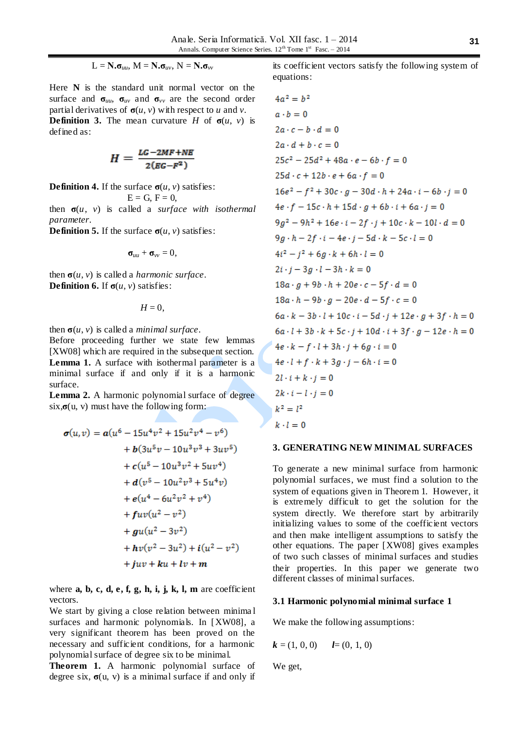$$L = \mathbf{N}.\boldsymbol{\sigma}_{uu},\ M = \mathbf{N}.\boldsymbol{\sigma}_{uv},\ N = \mathbf{N}.\boldsymbol{\sigma}_{vv}$$

Here $\mathbf{N}$ is the standard unit normal vector on the surface and $\boldsymbol{\sigma}_{uu}$, $\boldsymbol{\sigma}_{uv}$ and $\boldsymbol{\sigma}_{vv}$ are the second order partial derivatives of $\boldsymbol{\sigma}(u, v)$ with respect to $u$ and $v$.

**Definition 3.** The mean curvature $H$ of $\boldsymbol{\sigma}(u, v)$ is defined as:

$$H = \frac{LG - 2MF + NE}{2(EG - F^2)}$$

**Definition 4.** If the surface $\boldsymbol{\sigma}(u, v)$ satisfies:

$$E = G,\ F = 0,$$

then $\boldsymbol{\sigma}(u, v)$ is called a *surface with isothermal parameter*.

**Definition 5.** If the surface $\boldsymbol{\sigma}(u, v)$ satisfies:

$$\boldsymbol{\sigma}_{uu} + \boldsymbol{\sigma}_{vv} = 0,$$

then $\boldsymbol{\sigma}(u, v)$ is called a *harmonic surface*.

**Definition 6.** If $\boldsymbol{\sigma}(u, v)$ satisfies:

$$H = 0,$$

then $\boldsymbol{\sigma}(u, v)$ is called a *minimal surface*.

Before proceeding further we state few lemmas [XW08] which are required in the subsequent section.

**Lemma 1.** A surface with isothermal parameter is a minimal surface if and only if it is a harmonic surface.

**Lemma 2.** A harmonic polynomial surface of degree six, $\boldsymbol{\sigma}(u, v)$ must have the following form:

$$\begin{aligned}
\boldsymbol{\sigma}(u,v) = {} & \boldsymbol{a}(u^6 - 15u^4v^2 + 15u^2v^4 - v^6) \\
& + \boldsymbol{b}(3u^5v - 10u^3v^3 + 3uv^5) \\
& + \boldsymbol{c}(u^5 - 10u^3v^2 + 5uv^4) \\
& + \boldsymbol{d}(v^5 - 10u^2v^3 + 5u^4v) \\
& + \boldsymbol{e}(u^4 - 6u^2v^2 + v^4) \\
& + \boldsymbol{f}uv(u^2 - v^2) \\
& + \boldsymbol{g}u(u^2 - 3v^2) \\
& + \boldsymbol{h}v(v^2 - 3u^2) + \boldsymbol{i}(u^2 - v^2) \\
& + \boldsymbol{j}uv + \boldsymbol{k}u + \boldsymbol{l}v + \boldsymbol{m}
\end{aligned}$$

where **a, b, c, d, e, f, g, h, i, j, k, l, m** are coefficient vectors.

We start by giving a close relation between minimal surfaces and harmonic polynomials. In [XW08], a very significant theorem has been proved on the necessary and sufficient conditions, for a harmonic polynomial surface of degree six to be minimal.

**Theorem 1.** A harmonic polynomial surface of degree six, $\boldsymbol{\sigma}(u, v)$ is a minimal surface if and only if its coefficient vectors satisfy the following system of equations:

$$4a^2 = b^2$$
$$a \cdot b = 0$$
$$2a \cdot c - b \cdot d = 0$$
$$2a \cdot d + b \cdot c = 0$$
$$25c^2 - 25d^2 + 48a \cdot e - 6b \cdot f = 0$$
$$25d \cdot c + 12b \cdot e + 6a \cdot f = 0$$
$$16e^2 - f^2 + 30c \cdot g - 30d \cdot h + 24a \cdot i - 6b \cdot j = 0$$
$$4e \cdot f - 15c \cdot h + 15d \cdot g + 6b \cdot i + 6a \cdot j = 0$$
$$9g^2 - 9h^2 + 16e \cdot i - 2f \cdot j + 10c \cdot k - 10l \cdot d = 0$$
$$9g \cdot h - 2f \cdot i - 4e \cdot j - 5d \cdot k - 5c \cdot l = 0$$
$$4i^2 - j^2 + 6g \cdot k + 6h \cdot l = 0$$
$$2i \cdot j - 3g \cdot l - 3h \cdot k = 0$$
$$18a \cdot g + 9b \cdot h + 20e \cdot c - 5f \cdot d = 0$$
$$18a \cdot h - 9b \cdot g - 20e \cdot d - 5f \cdot c = 0$$
$$6a \cdot k - 3b \cdot l + 10c \cdot i - 5d \cdot j + 12e \cdot g + 3f \cdot h = 0$$
$$6a \cdot l + 3b \cdot k + 5c \cdot j + 10d \cdot i + 3f \cdot g - 12e \cdot h = 0$$
$$4e \cdot k - f \cdot l + 3h \cdot j + 6g \cdot i = 0$$
$$4e \cdot l + f \cdot k + 3g \cdot j - 6h \cdot i = 0$$
$$2l \cdot i + k \cdot j = 0$$
$$2k \cdot i - l \cdot j = 0$$
$$k^2 = l^2$$
$$k \cdot l = 0$$

## 3. GENERATING NEW MINIMAL SURFACES

To generate a new minimal surface from harmonic polynomial surfaces, we must find a solution to the system of equations given in Theorem 1. However, it is extremely difficult to get the solution for the system directly. We therefore start by arbitrarily initializing values to some of the coefficient vectors and then make intelligent assumptions to satisfy the other equations. The paper [XW08] gives examples of two such classes of minimal surfaces and studies their properties. In this paper we generate two different classes of minimal surfaces.

### 3.1 Harmonic polynomial minimal surface 1

We make the following assumptions:

$\boldsymbol{k} = (1, 0, 0)$ $\quad$ $\boldsymbol{l} = (0, 1, 0)$

We get,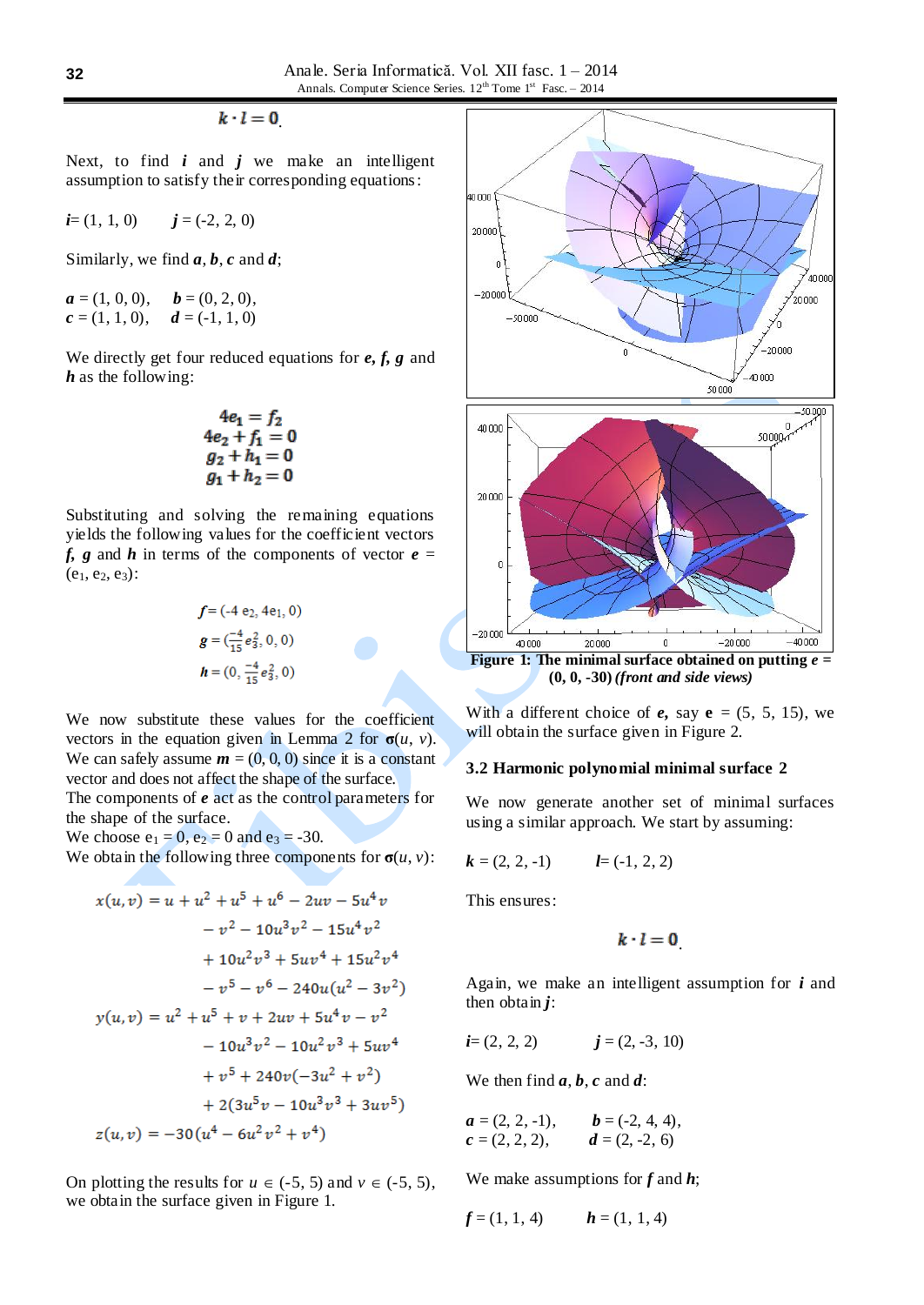$$\boldsymbol{k} \cdot \boldsymbol{l} = \boldsymbol{0}.$$

Next, to find $\boldsymbol{i}$ and $\boldsymbol{j}$ we make an intelligent assumption to satisfy their corresponding equations:

$\boldsymbol{i}$= (1, 1, 0)  $\boldsymbol{j}$ = (-2, 2, 0)

Similarly, we find $\boldsymbol{a}$, $\boldsymbol{b}$, $\boldsymbol{c}$ and $\boldsymbol{d}$;

$\boldsymbol{a}$ = (1, 0, 0),  $\boldsymbol{b}$ = (0, 2, 0),
$\boldsymbol{c}$ = (1, 1, 0),  $\boldsymbol{d}$ = (-1, 1, 0)

We directly get four reduced equations for $\boldsymbol{e}$, $\boldsymbol{f}$, $\boldsymbol{g}$ and $\boldsymbol{h}$ as the following:

$$4\boldsymbol{e_1} = \boldsymbol{f_2}$$
$$4\boldsymbol{e_2} + \boldsymbol{f_1} = \boldsymbol{0}$$
$$\boldsymbol{g_2} + \boldsymbol{h_1} = \boldsymbol{0}$$
$$\boldsymbol{g_1} + \boldsymbol{h_2} = \boldsymbol{0}$$

Substituting and solving the remaining equations yields the following values for the coefficient vectors $\boldsymbol{f}$, $\boldsymbol{g}$ and $\boldsymbol{h}$ in terms of the components of vector $\boldsymbol{e}$ = ($e_1$, $e_2$, $e_3$):

$$\boldsymbol{f} = (-4\, e_2, 4e_1, 0)$$
$$\boldsymbol{g} = (\tfrac{-4}{15} e_3^2, 0, 0)$$
$$\boldsymbol{h} = (0, \tfrac{-4}{15} e_3^2, 0)$$

We now substitute these values for the coefficient vectors in the equation given in Lemma 2 for $\boldsymbol{\sigma}(u, v)$. We can safely assume $\boldsymbol{m}$ = (0, 0, 0) since it is a constant vector and does not affect the shape of the surface.
The components of $\boldsymbol{e}$ act as the control parameters for the shape of the surface.
We choose $e_1 = 0$, $e_2 = 0$ and $e_3 = -30$.
We obtain the following three components for $\boldsymbol{\sigma}(u, v)$:

$$\begin{aligned}
x(u,v) &= u + u^2 + u^5 + u^6 - 2uv - 5u^4v \\
&\quad - v^2 - 10u^3v^2 - 15u^4v^2 \\
&\quad + 10u^2v^3 + 5uv^4 + 15u^2v^4 \\
&\quad - v^5 - v^6 - 240u(u^2 - 3v^2) \\
y(u,v) &= u^2 + u^5 + v + 2uv + 5u^4v - v^2 \\
&\quad - 10u^3v^2 - 10u^2v^3 + 5uv^4 \\
&\quad + v^5 + 240v(-3u^2 + v^2) \\
&\quad + 2(3u^5v - 10u^3v^3 + 3uv^5) \\
z(u,v) &= -30(u^4 - 6u^2v^2 + v^4)
\end{aligned}$$

On plotting the results for $u \in (-5, 5)$ and $v \in (-5, 5)$, we obtain the surface given in Figure 1.

**Figure 1: The minimal surface obtained on putting $\boldsymbol{e}$ = (0, 0, -30) *(front and side views)***

With a different choice of $\boldsymbol{e}$, say $\mathbf{e}$ = (5, 5, 15), we will obtain the surface given in Figure 2.

### 3.2 Harmonic polynomial minimal surface 2

We now generate another set of minimal surfaces using a similar approach. We start by assuming:

$\boldsymbol{k}$ = (2, 2, -1)  $\boldsymbol{l}$= (-1, 2, 2)

This ensures:

$$\boldsymbol{k} \cdot \boldsymbol{l} = \boldsymbol{0}.$$

Again, we make an intelligent assumption for $\boldsymbol{i}$ and then obtain $\boldsymbol{j}$:

$\boldsymbol{i}$= (2, 2, 2)  $\boldsymbol{j}$ = (2, -3, 10)

We then find $\boldsymbol{a}$, $\boldsymbol{b}$, $\boldsymbol{c}$ and $\boldsymbol{d}$:

$\boldsymbol{a}$ = (2, 2, -1),  $\boldsymbol{b}$ = (-2, 4, 4),
$\boldsymbol{c}$ = (2, 2, 2),  $\boldsymbol{d}$ = (2, -2, 6)

We make assumptions for $\boldsymbol{f}$ and $\boldsymbol{h}$;

$\boldsymbol{f}$ = (1, 1, 4)  $\boldsymbol{h}$ = (1, 1, 4)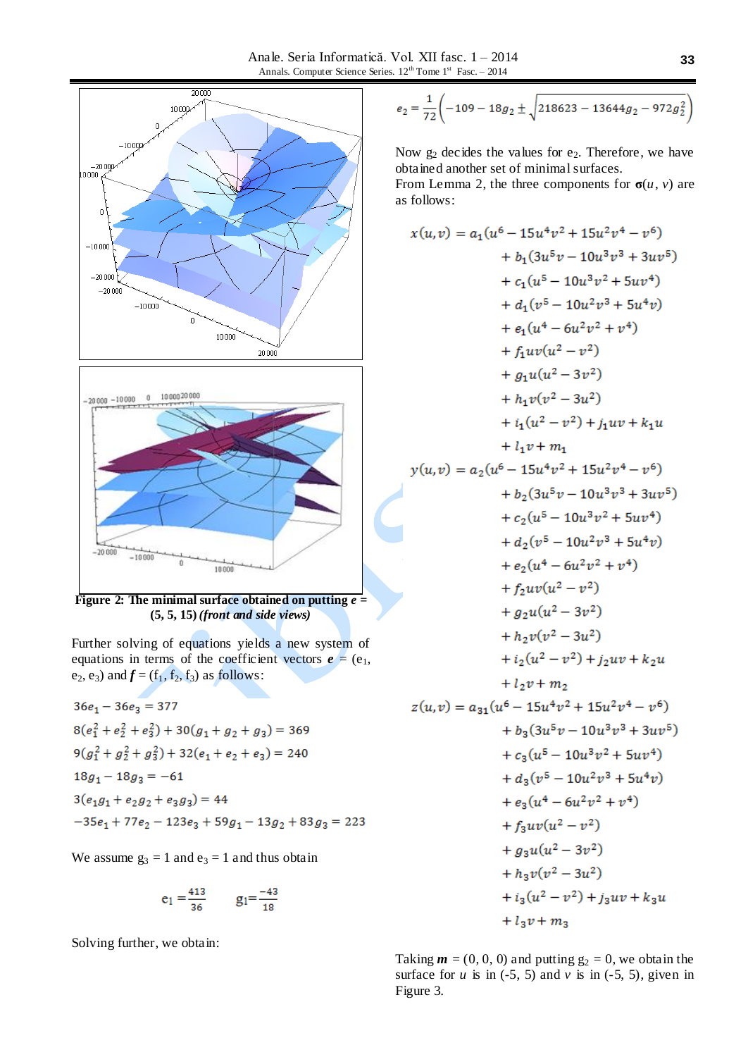**Figure 2: The minimal surface obtained on putting *e* = (5, 5, 15) *(front and side views)***

Further solving of equations yields a new system of equations in terms of the coefficient vectors ***e*** = ($e_1$, $e_2$, $e_3$) and ***f*** = ($f_1$, $f_2$, $f_3$) as follows:

$$36e_1 - 36e_3 = 377$$

$$8(e_1^2 + e_2^2 + e_3^2) + 30(g_1 + g_2 + g_3) = 369$$

$$9(g_1^2 + g_2^2 + g_3^2) + 32(e_1 + e_2 + e_3) = 240$$

$$18g_1 - 18g_3 = -61$$

$$3(e_1 g_1 + e_2 g_2 + e_3 g_3) = 44$$

$$-35e_1 + 77e_2 - 123e_3 + 59g_1 - 13g_2 + 83g_3 = 223$$

We assume $g_3 = 1$ and $e_3 = 1$ and thus obtain

$$e_1 = \frac{413}{36} \qquad g_1 = \frac{-43}{18}$$

Solving further, we obtain:

$$e_2 = \frac{1}{72}\left(-109 - 18g_2 \pm \sqrt{218623 - 13644g_2 - 972g_2^2}\right)$$

Now $g_2$ decides the values for $e_2$. Therefore, we have obtained another set of minimal surfaces.

From Lemma 2, the three components for $\boldsymbol{\sigma}(u, v)$ are as follows:

$$\begin{aligned}
x(u,v) = {} & a_1(u^6 - 15u^4v^2 + 15u^2v^4 - v^6) \\
& + b_1(3u^5v - 10u^3v^3 + 3uv^5) \\
& + c_1(u^5 - 10u^3v^2 + 5uv^4) \\
& + d_1(v^5 - 10u^2v^3 + 5u^4v) \\
& + e_1(u^4 - 6u^2v^2 + v^4) \\
& + f_1 uv(u^2 - v^2) \\
& + g_1 u(u^2 - 3v^2) \\
& + h_1 v(v^2 - 3u^2) \\
& + i_1(u^2 - v^2) + j_1 uv + k_1 u \\
& + l_1 v + m_1
\end{aligned}$$

$$\begin{aligned}
y(u,v) = {} & a_2(u^6 - 15u^4v^2 + 15u^2v^4 - v^6) \\
& + b_2(3u^5v - 10u^3v^3 + 3uv^5) \\
& + c_2(u^5 - 10u^3v^2 + 5uv^4) \\
& + d_2(v^5 - 10u^2v^3 + 5u^4v) \\
& + e_2(u^4 - 6u^2v^2 + v^4) \\
& + f_2 uv(u^2 - v^2) \\
& + g_2 u(u^2 - 3v^2) \\
& + h_2 v(v^2 - 3u^2) \\
& + i_2(u^2 - v^2) + j_2 uv + k_2 u \\
& + l_2 v + m_2
\end{aligned}$$

$$\begin{aligned}
z(u,v) = {} & a_{31}(u^6 - 15u^4v^2 + 15u^2v^4 - v^6) \\
& + b_3(3u^5v - 10u^3v^3 + 3uv^5) \\
& + c_3(u^5 - 10u^3v^2 + 5uv^4) \\
& + d_3(v^5 - 10u^2v^3 + 5u^4v) \\
& + e_3(u^4 - 6u^2v^2 + v^4) \\
& + f_3 uv(u^2 - v^2) \\
& + g_3 u(u^2 - 3v^2) \\
& + h_3 v(v^2 - 3u^2) \\
& + i_3(u^2 - v^2) + j_3 uv + k_3 u \\
& + l_3 v + m_3
\end{aligned}$$

Taking ***m*** = (0, 0, 0) and putting $g_2 = 0$, we obtain the surface for $u$ is in (-5, 5) and $v$ is in (-5, 5), given in Figure 3.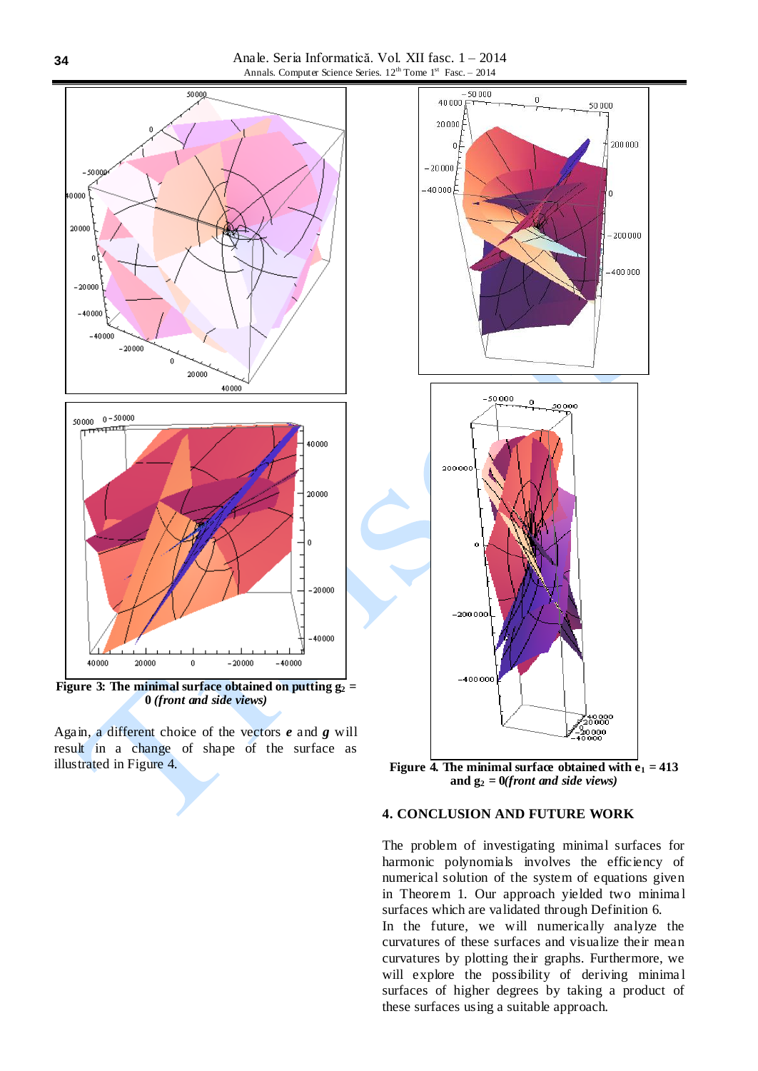Figure 3: The minimal surface obtained on putting $g_2 = 0$ *(front and side views)*

Again, a different choice of the vectors ***e*** and ***g*** will result in a change of shape of the surface as illustrated in Figure 4.

**Figure 4. The minimal surface obtained with $e_1 = 413$ and $g_2 = 0$*(front and side views)***

## 4. CONCLUSION AND FUTURE WORK

The problem of investigating minimal surfaces for harmonic polynomials involves the efficiency of numerical solution of the system of equations given in Theorem 1. Our approach yielded two minimal surfaces which are validated through Definition 6.

In the future, we will numerically analyze the curvatures of these surfaces and visualize their mean curvatures by plotting their graphs. Furthermore, we will explore the possibility of deriving minimal surfaces of higher degrees by taking a product of these surfaces using a suitable approach.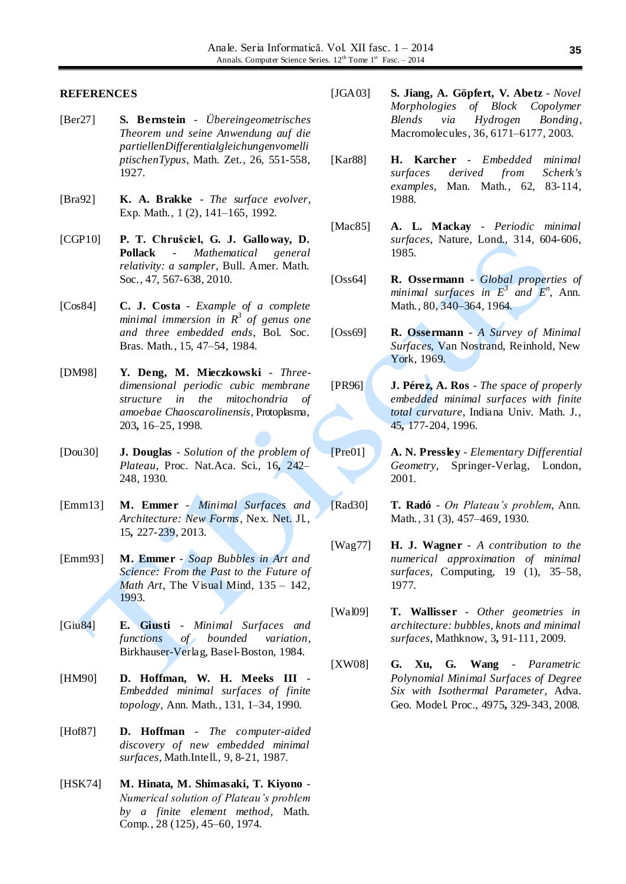## REFERENCES

[Ber27] **S. Bernstein** - *Übereingeometrisches Theorem und seine Anwendung auf die partiellenDifferentialgleichungenvomelliptischenTypus*, Math. Zet., 26, 551-558, 1927.

[Bra92] **K. A. Brakke** - *The surface evolver*, Exp. Math., 1 (2), 141–165, 1992.

[CGP10] **P. T. Chruściel, G. J. Galloway, D. Pollack** - *Mathematical general relativity: a sampler*, Bull. Amer. Math. Soc., 47, 567-638, 2010.

[Cos84] **C. J. Costa** - *Example of a complete minimal immersion in $R^3$ of genus one and three embedded ends*, Bol. Soc. Bras. Math., 15, 47–54, 1984.

[DM98] **Y. Deng, M. Mieczkowski** - *Three-dimensional periodic cubic membrane structure in the mitochondria of amoebae Chaoscarolinensis*, Protoplasma, 203, 16–25, 1998.

[Dou30] **J. Douglas** - *Solution of the problem of Plateau*, Proc. Nat.Aca. Sci., 16, 242–248, 1930.

[Emm13] **M. Emmer** - *Minimal Surfaces and Architecture: New Forms*, Nex. Net. Jl., 15, 227-239, 2013.

[Emm93] **M. Emmer** - *Soap Bubbles in Art and Science: From the Past to the Future of Math Art*, The Visual Mind, 135 – 142, 1993.

[Giu84] **E. Giusti** - *Minimal Surfaces and functions of bounded variation*, Birkhauser-Verlag, Basel-Boston, 1984.

[HM90] **D. Hoffman, W. H. Meeks III** - *Embedded minimal surfaces of finite topology*, Ann. Math., 131, 1–34, 1990.

[Hof87] **D. Hoffman** - *The computer-aided discovery of new embedded minimal surfaces*, Math.Intell., 9, 8-21, 1987.

[HSK74] **M. Hinata, M. Shimasaki, T. Kiyono** - *Numerical solution of Plateau's problem by a finite element method*, Math. Comp., 28 (125), 45–60, 1974.

[JGA03] **S. Jiang, A. Göpfert, V. Abetz** - *Novel Morphologies of Block Copolymer Blends via Hydrogen Bonding*, Macromolecules, 36, 6171–6177, 2003.

[Kar88] **H. Karcher** - *Embedded minimal surfaces derived from Scherk's examples*, Man. Math., 62, 83-114, 1988.

[Mac85] **A. L. Mackay** - *Periodic minimal surfaces*, Nature, Lond., 314, 604-606, 1985.

[Oss64] **R. Ossermann** - *Global properties of minimal surfaces in $E^3$ and $E^n$*, Ann. Math., 80, 340–364, 1964.

[Oss69] **R. Ossermann** - *A Survey of Minimal Surfaces*, Van Nostrand, Reinhold, New York, 1969.

[PR96] **J. Pérez, A. Ros** - *The space of properly embedded minimal surfaces with finite total curvature*, Indiana Univ. Math. J., 45, 177-204, 1996.

[Pre01] **A. N. Pressley** - *Elementary Differential Geometry*, Springer-Verlag, London, 2001.

[Rad30] **T. Radó** - *On Plateau's problem*, Ann. Math., 31 (3), 457–469, 1930.

[Wag77] **H. J. Wagner** - *A contribution to the numerical approximation of minimal surfaces*, Computing, 19 (1), 35–58, 1977.

[Wal09] **T. Wallisser** - *Other geometries in architecture: bubbles, knots and minimal surfaces*, Mathknow, 3, 91-111, 2009.

[XW08] **G. Xu, G. Wang** - *Parametric Polynomial Minimal Surfaces of Degree Six with Isothermal Parameter*, Adva. Geo. Model. Proc., 4975, 329-343, 2008.